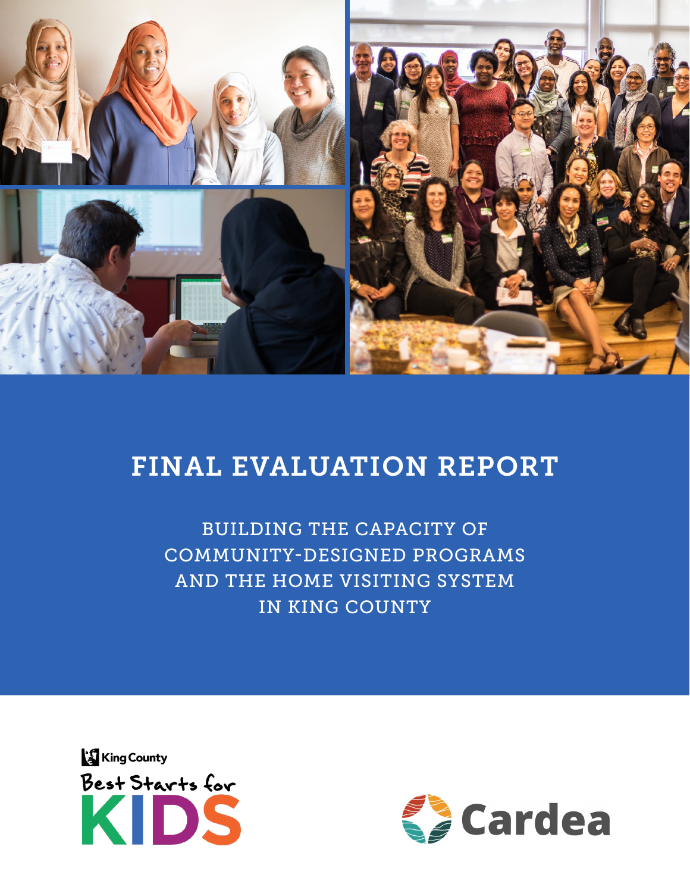# FINAL EVALUATION REPORT

BUILDING THE CAPACITY OF COMMUNITY-DESIGNED PROGRAMS AND THE HOME VISITING SYSTEM IN KING COUNTY

King County

Best Starts for KIDS

Cardea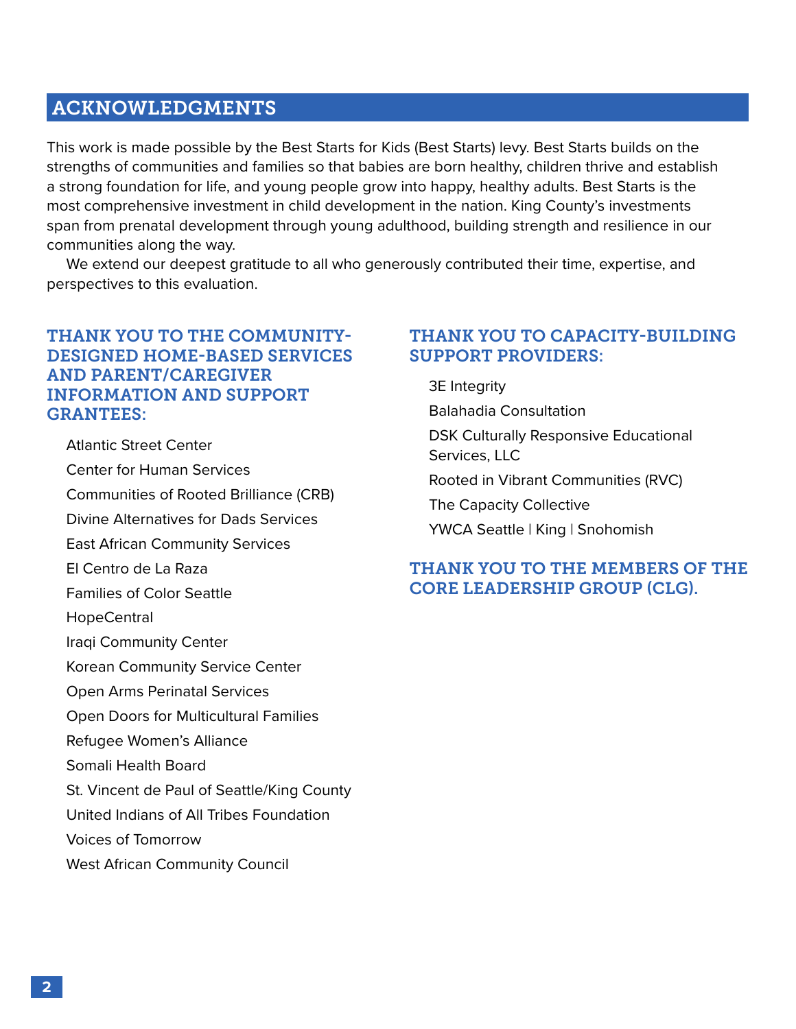## ACKNOWLEDGMENTS

This work is made possible by the Best Starts for Kids (Best Starts) levy. Best Starts builds on the strengths of communities and families so that babies are born healthy, children thrive and establish a strong foundation for life, and young people grow into happy, healthy adults. Best Starts is the most comprehensive investment in child development in the nation. King County's investments span from prenatal development through young adulthood, building strength and resilience in our communities along the way.

We extend our deepest gratitude to all who generously contributed their time, expertise, and perspectives to this evaluation.

### THANK YOU TO THE COMMUNITY-DESIGNED HOME-BASED SERVICES AND PARENT/CAREGIVER INFORMATION AND SUPPORT GRANTEES:

- Atlantic Street Center
- Center for Human Services
- Communities of Rooted Brilliance (CRB)
- Divine Alternatives for Dads Services
- East African Community Services
- El Centro de La Raza
- Families of Color Seattle
- HopeCentral
- Iraqi Community Center
- Korean Community Service Center
- Open Arms Perinatal Services
- Open Doors for Multicultural Families
- Refugee Women's Alliance
- Somali Health Board
- St. Vincent de Paul of Seattle/King County
- United Indians of All Tribes Foundation
- Voices of Tomorrow
- West African Community Council

### THANK YOU TO CAPACITY-BUILDING SUPPORT PROVIDERS:

- 3E Integrity
- Balahadia Consultation
- DSK Culturally Responsive Educational Services, LLC
- Rooted in Vibrant Communities (RVC)
- The Capacity Collective
- YWCA Seattle | King | Snohomish

### THANK YOU TO THE MEMBERS OF THE CORE LEADERSHIP GROUP (CLG).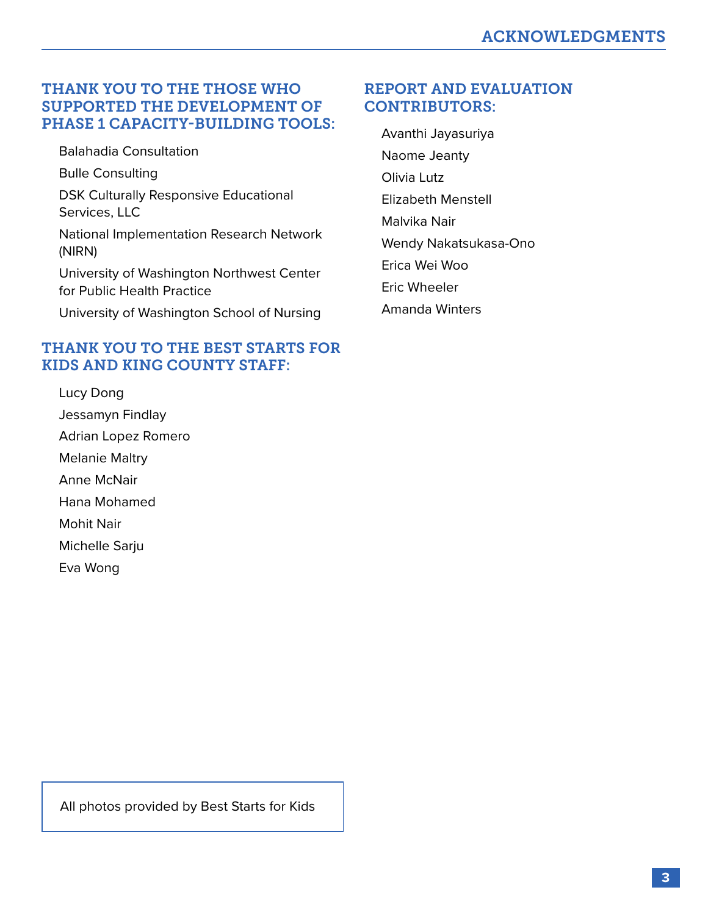# ACKNOWLEDGMENTS

## THANK YOU TO THE THOSE WHO SUPPORTED THE DEVELOPMENT OF PHASE 1 CAPACITY-BUILDING TOOLS:

- Balahadia Consultation
- Bulle Consulting
- DSK Culturally Responsive Educational Services, LLC
- National Implementation Research Network (NIRN)
- University of Washington Northwest Center for Public Health Practice
- University of Washington School of Nursing

## THANK YOU TO THE BEST STARTS FOR KIDS AND KING COUNTY STAFF:

- Lucy Dong
- Jessamyn Findlay
- Adrian Lopez Romero
- Melanie Maltry
- Anne McNair
- Hana Mohamed
- Mohit Nair
- Michelle Sarju
- Eva Wong

## REPORT AND EVALUATION CONTRIBUTORS:

- Avanthi Jayasuriya
- Naome Jeanty
- Olivia Lutz
- Elizabeth Menstell
- Malvika Nair
- Wendy Nakatsukasa-Ono
- Erica Wei Woo
- Eric Wheeler
- Amanda Winters

All photos provided by Best Starts for Kids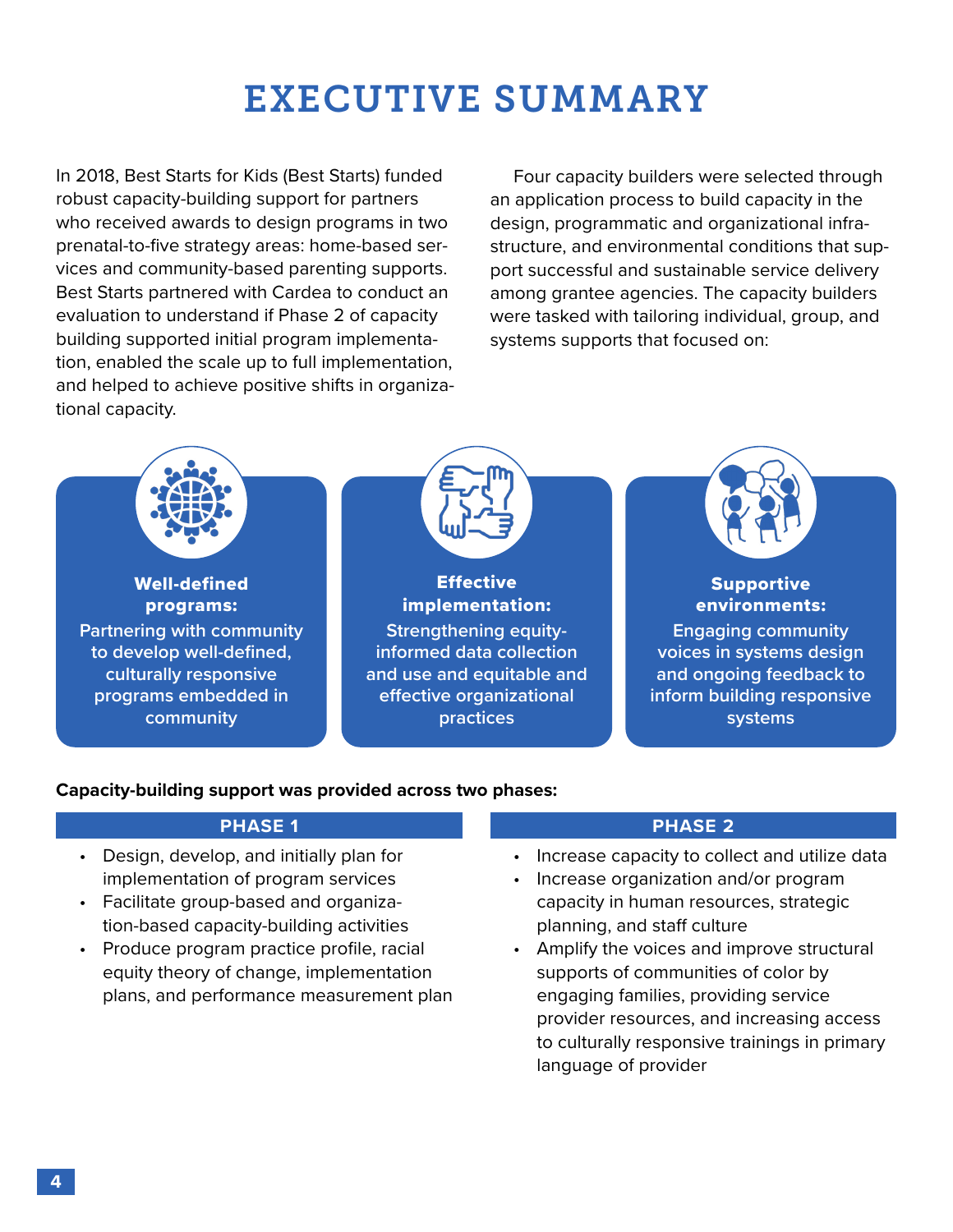# EXECUTIVE SUMMARY

In 2018, Best Starts for Kids (Best Starts) funded robust capacity-building support for partners who received awards to design programs in two prenatal-to-five strategy areas: home-based services and community-based parenting supports. Best Starts partnered with Cardea to conduct an evaluation to understand if Phase 2 of capacity building supported initial program implementation, enabled the scale up to full implementation, and helped to achieve positive shifts in organizational capacity.

Four capacity builders were selected through an application process to build capacity in the design, programmatic and organizational infrastructure, and environmental conditions that support successful and sustainable service delivery among grantee agencies. The capacity builders were tasked with tailoring individual, group, and systems supports that focused on:

**Well-defined programs:** Partnering with community to develop well-defined, culturally responsive programs embedded in community

**Effective implementation:** Strengthening equity-informed data collection and use and equitable and effective organizational practices

**Supportive environments:** Engaging community voices in systems design and ongoing feedback to inform building responsive systems

**Capacity-building support was provided across two phases:**

**PHASE 1**

- Design, develop, and initially plan for implementation of program services
- Facilitate group-based and organization-based capacity-building activities
- Produce program practice profile, racial equity theory of change, implementation plans, and performance measurement plan

**PHASE 2**

- Increase capacity to collect and utilize data
- Increase organization and/or program capacity in human resources, strategic planning, and staff culture
- Amplify the voices and improve structural supports of communities of color by engaging families, providing service provider resources, and increasing access to culturally responsive trainings in primary language of provider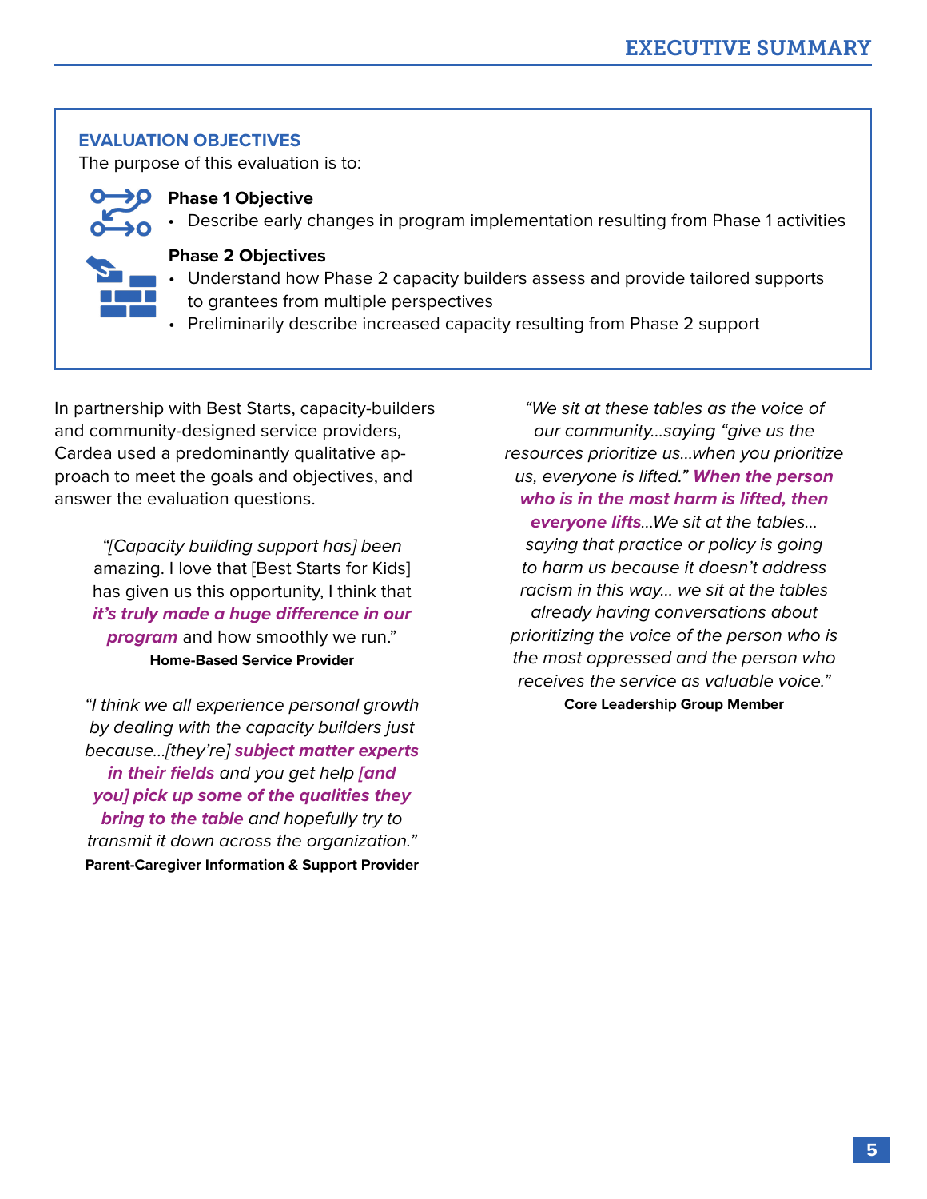### EVALUATION OBJECTIVES

The purpose of this evaluation is to:

**Phase 1 Objective**

- Describe early changes in program implementation resulting from Phase 1 activities

**Phase 2 Objectives**

- Understand how Phase 2 capacity builders assess and provide tailored supports to grantees from multiple perspectives
- Preliminarily describe increased capacity resulting from Phase 2 support

In partnership with Best Starts, capacity-builders and community-designed service providers, Cardea used a predominantly qualitative approach to meet the goals and objectives, and answer the evaluation questions.

> *"[Capacity building support has] been* amazing. I love that [Best Starts for Kids] has given us this opportunity, I think that ***it's truly made a huge difference in our program*** and how smoothly we run."
>
> **Home-Based Service Provider**

> *"I think we all experience personal growth by dealing with the capacity builders just because…[they're]* ***subject matter experts in their fields*** *and you get help* ***[and you] pick up some of the qualities they bring to the table*** *and hopefully try to transmit it down across the organization."*
>
> **Parent-Caregiver Information & Support Provider**

> *"We sit at these tables as the voice of our community…saying "give us the resources prioritize us…when you prioritize us, everyone is lifted."* ***When the person who is in the most harm is lifted, then everyone lifts****…We sit at the tables… saying that practice or policy is going to harm us because it doesn't address racism in this way… we sit at the tables already having conversations about prioritizing the voice of the person who is the most oppressed and the person who receives the service as valuable voice."*
>
> **Core Leadership Group Member**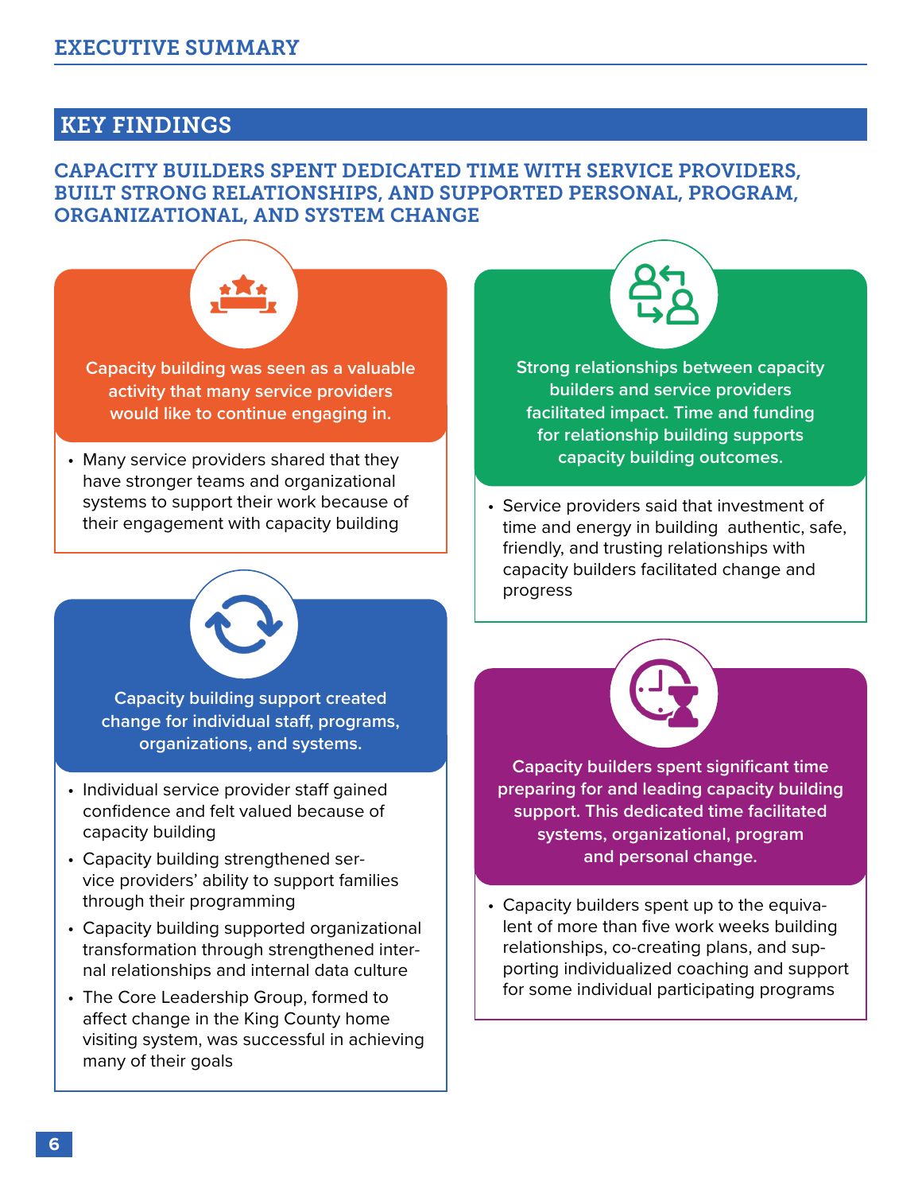## KEY FINDINGS

### CAPACITY BUILDERS SPENT DEDICATED TIME WITH SERVICE PROVIDERS, BUILT STRONG RELATIONSHIPS, AND SUPPORTED PERSONAL, PROGRAM, ORGANIZATIONAL, AND SYSTEM CHANGE

**Capacity building was seen as a valuable activity that many service providers would like to continue engaging in.**

- Many service providers shared that they have stronger teams and organizational systems to support their work because of their engagement with capacity building

**Capacity building support created change for individual staff, programs, organizations, and systems.**

- Individual service provider staff gained confidence and felt valued because of capacity building
- Capacity building strengthened service providers' ability to support families through their programming
- Capacity building supported organizational transformation through strengthened internal relationships and internal data culture
- The Core Leadership Group, formed to affect change in the King County home visiting system, was successful in achieving many of their goals

**Strong relationships between capacity builders and service providers facilitated impact. Time and funding for relationship building supports capacity building outcomes.**

- Service providers said that investment of time and energy in building authentic, safe, friendly, and trusting relationships with capacity builders facilitated change and progress

**Capacity builders spent significant time preparing for and leading capacity building support. This dedicated time facilitated systems, organizational, program and personal change.**

- Capacity builders spent up to the equivalent of more than five work weeks building relationships, co-creating plans, and supporting individualized coaching and support for some individual participating programs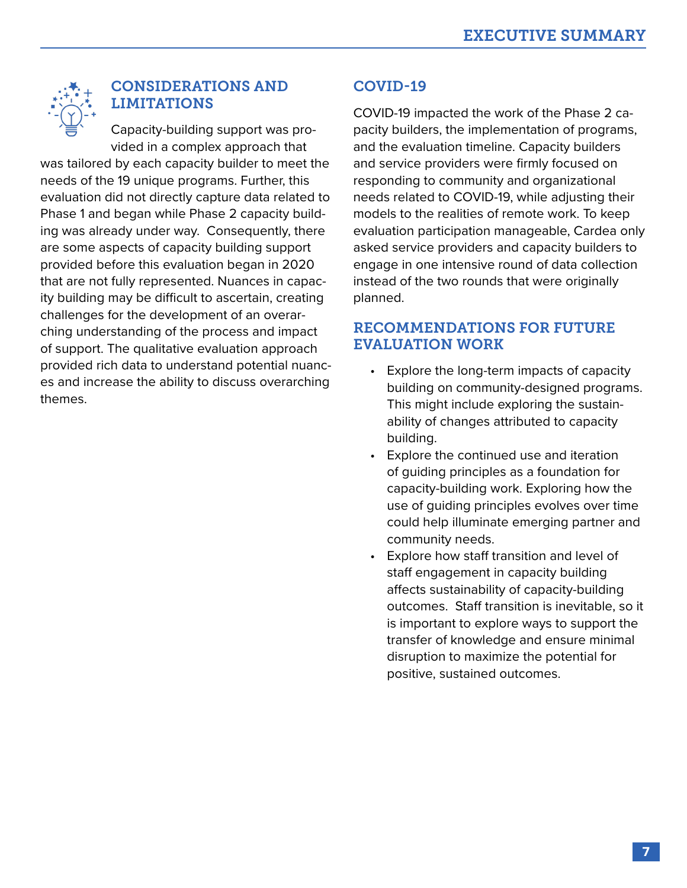## CONSIDERATIONS AND LIMITATIONS

Capacity-building support was provided in a complex approach that was tailored by each capacity builder to meet the needs of the 19 unique programs. Further, this evaluation did not directly capture data related to Phase 1 and began while Phase 2 capacity building was already under way. Consequently, there are some aspects of capacity building support provided before this evaluation began in 2020 that are not fully represented. Nuances in capacity building may be difficult to ascertain, creating challenges for the development of an overarching understanding of the process and impact of support. The qualitative evaluation approach provided rich data to understand potential nuances and increase the ability to discuss overarching themes.

## COVID-19

COVID-19 impacted the work of the Phase 2 capacity builders, the implementation of programs, and the evaluation timeline. Capacity builders and service providers were firmly focused on responding to community and organizational needs related to COVID-19, while adjusting their models to the realities of remote work. To keep evaluation participation manageable, Cardea only asked service providers and capacity builders to engage in one intensive round of data collection instead of the two rounds that were originally planned.

## RECOMMENDATIONS FOR FUTURE EVALUATION WORK

- Explore the long-term impacts of capacity building on community-designed programs. This might include exploring the sustainability of changes attributed to capacity building.
- Explore the continued use and iteration of guiding principles as a foundation for capacity-building work. Exploring how the use of guiding principles evolves over time could help illuminate emerging partner and community needs.
- Explore how staff transition and level of staff engagement in capacity building affects sustainability of capacity-building outcomes. Staff transition is inevitable, so it is important to explore ways to support the transfer of knowledge and ensure minimal disruption to maximize the potential for positive, sustained outcomes.